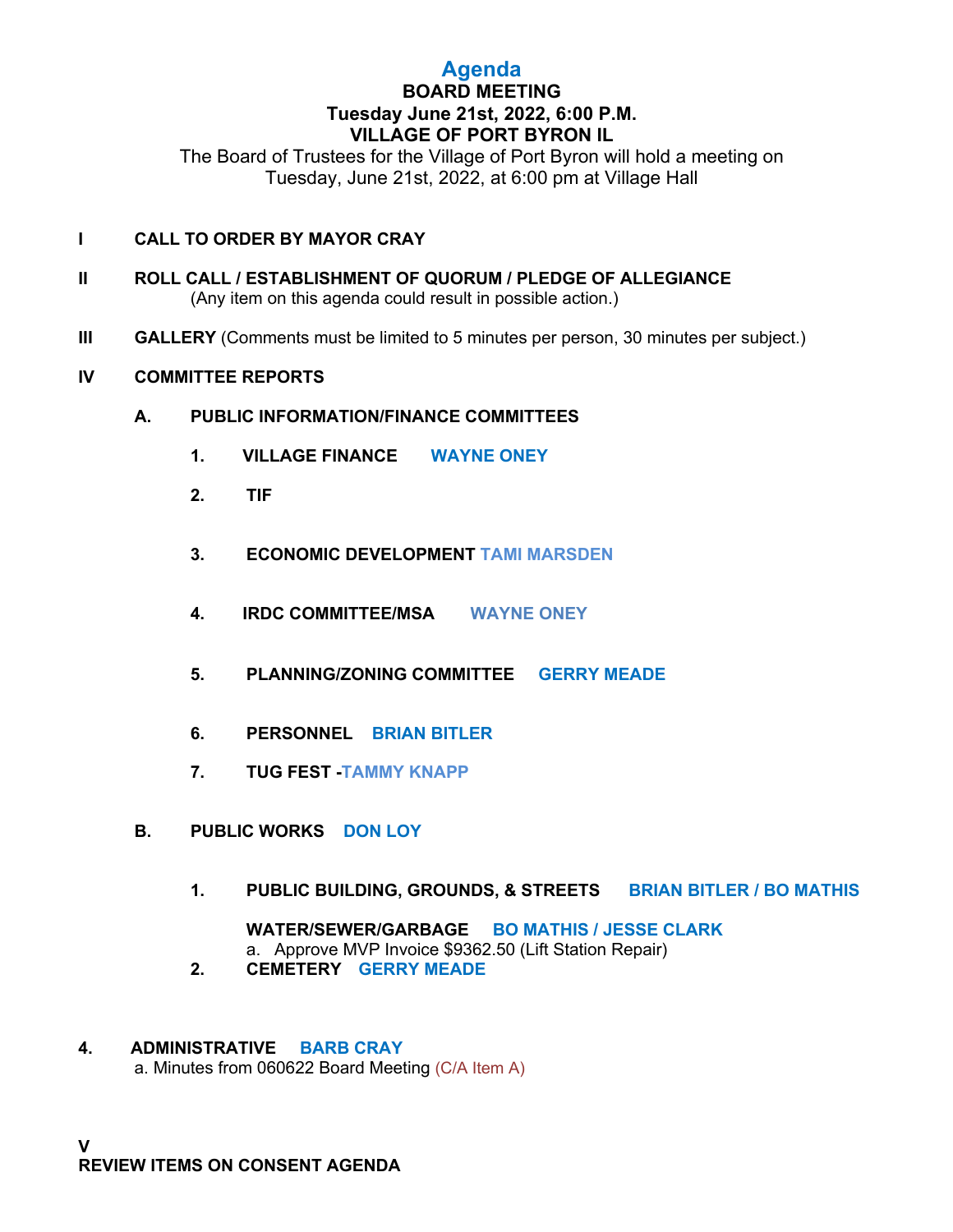# Agenda

**BOARD MEETING**
**Tuesday June 21st, 2022, 6:00 P.M.**
**VILLAGE OF PORT BYRON IL**

The Board of Trustees for the Village of Port Byron will hold a meeting on Tuesday, June 21st, 2022, at 6:00 pm at Village Hall

**I CALL TO ORDER BY MAYOR CRAY**

**II ROLL CALL / ESTABLISHMENT OF QUORUM / PLEDGE OF ALLEGIANCE**
(Any item on this agenda could result in possible action.)

**III GALLERY** (Comments must be limited to 5 minutes per person, 30 minutes per subject.)

**IV COMMITTEE REPORTS**

**A. PUBLIC INFORMATION/FINANCE COMMITTEES**

1. **VILLAGE FINANCE WAYNE ONEY**
2. **TIF**
3. **ECONOMIC DEVELOPMENT TAMI MARSDEN**
4. **IRDC COMMITTEE/MSA WAYNE ONEY**
5. **PLANNING/ZONING COMMITTEE GERRY MEADE**
6. **PERSONNEL BRIAN BITLER**
7. **TUG FEST -TAMMY KNAPP**

**B. PUBLIC WORKS DON LOY**

1. **PUBLIC BUILDING, GROUNDS, & STREETS BRIAN BITLER / BO MATHIS**

   **WATER/SEWER/GARBAGE BO MATHIS / JESSE CLARK**
   a. Approve MVP Invoice $9362.50 (Lift Station Repair)
2. **CEMETERY GERRY MEADE**

**4. ADMINISTRATIVE BARB CRAY**
a. Minutes from 060622 Board Meeting (C/A Item A)

**V**
**REVIEW ITEMS ON CONSENT AGENDA**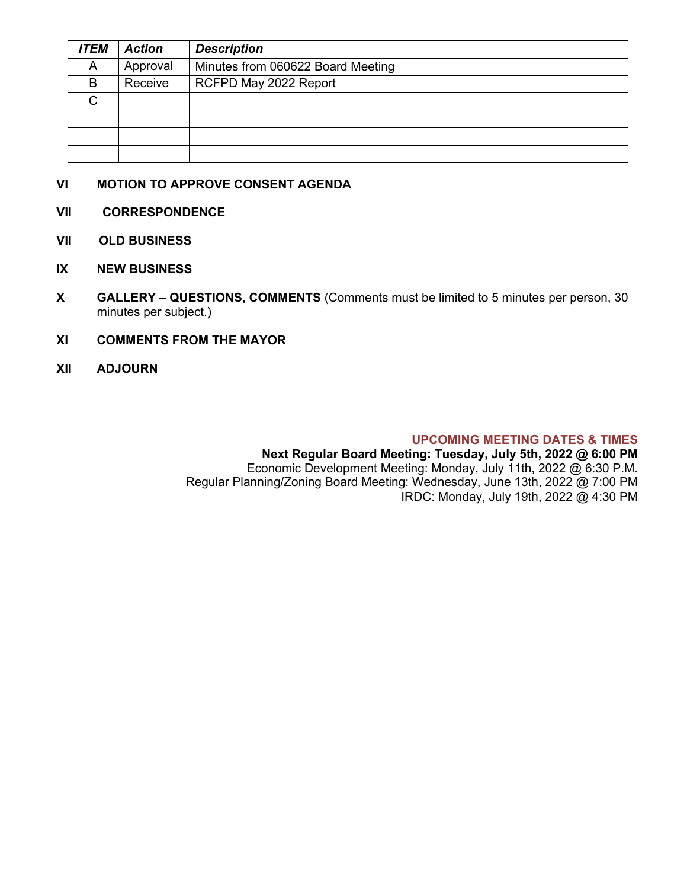| *ITEM* | *Action* | *Description* |
|---|---|---|
| A | Approval | Minutes from 060622 Board Meeting |
| B | Receive | RCFPD May 2022 Report |
| C | | |
| | | |
| | | |
| | | |

**VI MOTION TO APPROVE CONSENT AGENDA**

**VII CORRESPONDENCE**

**VII OLD BUSINESS**

**IX NEW BUSINESS**

**X GALLERY – QUESTIONS, COMMENTS** (Comments must be limited to 5 minutes per person, 30 minutes per subject.)

**XI COMMENTS FROM THE MAYOR**

**XII ADJOURN**

**UPCOMING MEETING DATES & TIMES**

**Next Regular Board Meeting: Tuesday, July 5th, 2022 @ 6:00 PM**

Economic Development Meeting: Monday, July 11th, 2022 @ 6:30 P.M.

Regular Planning/Zoning Board Meeting: Wednesday, June 13th, 2022 @ 7:00 PM

IRDC: Monday, July 19th, 2022 @ 4:30 PM